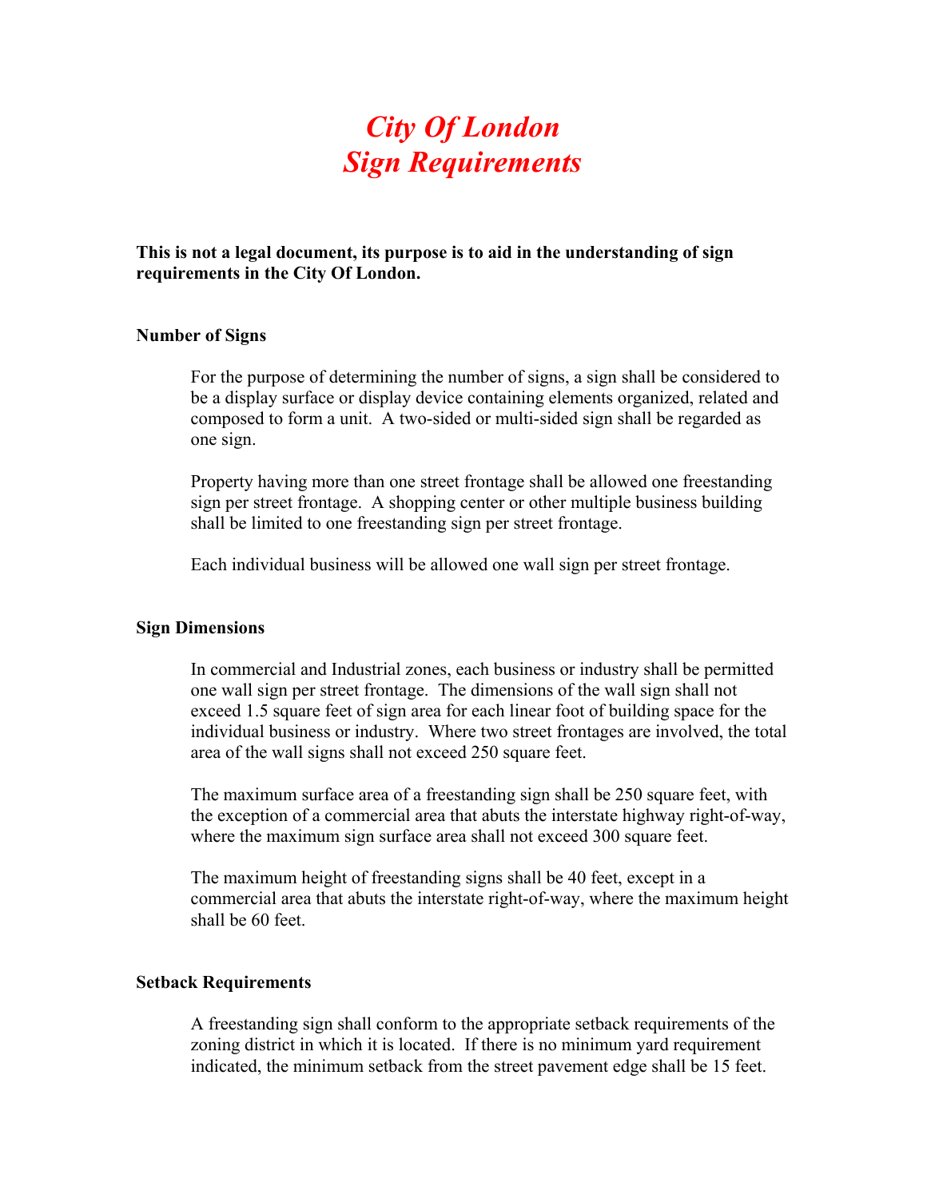# *City Of London*
# *Sign Requirements*

**This is not a legal document, its purpose is to aid in the understanding of sign requirements in the City Of London.**

### Number of Signs

For the purpose of determining the number of signs, a sign shall be considered to be a display surface or display device containing elements organized, related and composed to form a unit. A two-sided or multi-sided sign shall be regarded as one sign.

Property having more than one street frontage shall be allowed one freestanding sign per street frontage. A shopping center or other multiple business building shall be limited to one freestanding sign per street frontage.

Each individual business will be allowed one wall sign per street frontage.

### Sign Dimensions

In commercial and Industrial zones, each business or industry shall be permitted one wall sign per street frontage. The dimensions of the wall sign shall not exceed 1.5 square feet of sign area for each linear foot of building space for the individual business or industry. Where two street frontages are involved, the total area of the wall signs shall not exceed 250 square feet.

The maximum surface area of a freestanding sign shall be 250 square feet, with the exception of a commercial area that abuts the interstate highway right-of-way, where the maximum sign surface area shall not exceed 300 square feet.

The maximum height of freestanding signs shall be 40 feet, except in a commercial area that abuts the interstate right-of-way, where the maximum height shall be 60 feet.

### Setback Requirements

A freestanding sign shall conform to the appropriate setback requirements of the zoning district in which it is located. If there is no minimum yard requirement indicated, the minimum setback from the street pavement edge shall be 15 feet.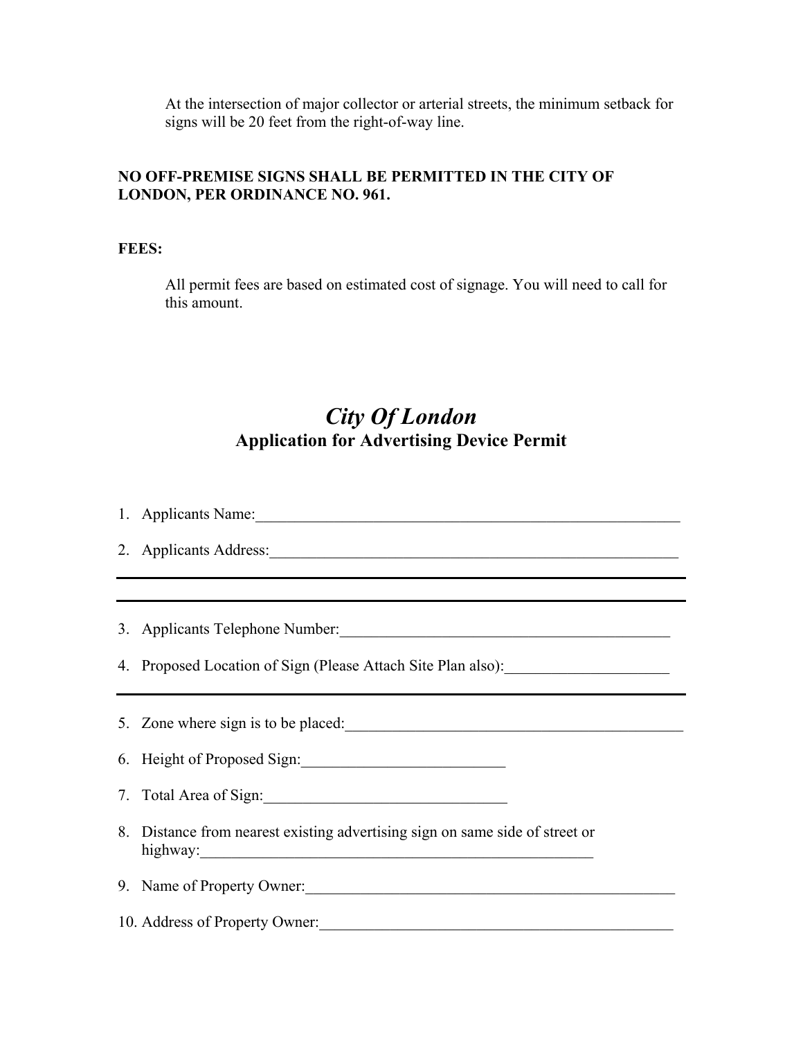At the intersection of major collector or arterial streets, the minimum setback for signs will be 20 feet from the right-of-way line.

**NO OFF-PREMISE SIGNS SHALL BE PERMITTED IN THE CITY OF LONDON, PER ORDINANCE NO. 961.**

**FEES:**

All permit fees are based on estimated cost of signage. You will need to call for this amount.

# *City Of London*

## Application for Advertising Device Permit

1. Applicants Name:\_\_\_\_\_\_\_\_\_\_\_\_\_\_\_\_\_\_\_\_\_\_\_\_\_\_\_\_\_\_\_\_\_\_\_\_\_\_\_\_\_\_\_\_\_\_\_\_\_\_\_\_\_\_\_\_

2. Applicants Address:\_\_\_\_\_\_\_\_\_\_\_\_\_\_\_\_\_\_\_\_\_\_\_\_\_\_\_\_\_\_\_\_\_\_\_\_\_\_\_\_\_\_\_\_\_\_\_\_\_\_\_\_\_

---

---

3. Applicants Telephone Number:\_\_\_\_\_\_\_\_\_\_\_\_\_\_\_\_\_\_\_\_\_\_\_\_\_\_\_\_\_\_\_\_\_\_\_\_\_\_\_\_\_\_

4. Proposed Location of Sign (Please Attach Site Plan also):\_\_\_\_\_\_\_\_\_\_\_\_\_\_\_\_\_\_\_\_

---

5. Zone where sign is to be placed:\_\_\_\_\_\_\_\_\_\_\_\_\_\_\_\_\_\_\_\_\_\_\_\_\_\_\_\_\_\_\_\_\_\_\_\_\_\_\_\_\_\_

6. Height of Proposed Sign:\_\_\_\_\_\_\_\_\_\_\_\_\_\_\_\_\_\_\_\_\_\_\_\_\_\_

7. Total Area of Sign:\_\_\_\_\_\_\_\_\_\_\_\_\_\_\_\_\_\_\_\_\_\_\_\_\_\_\_\_\_\_\_

8. Distance from nearest existing advertising sign on same side of street or highway:\_\_\_\_\_\_\_\_\_\_\_\_\_\_\_\_\_\_\_\_\_\_\_\_\_\_\_\_\_\_\_\_\_\_\_\_\_\_\_\_\_\_\_\_\_\_\_\_\_\_\_

9. Name of Property Owner:\_\_\_\_\_\_\_\_\_\_\_\_\_\_\_\_\_\_\_\_\_\_\_\_\_\_\_\_\_\_\_\_\_\_\_\_\_\_\_\_\_\_\_\_\_\_\_\_

10. Address of Property Owner:\_\_\_\_\_\_\_\_\_\_\_\_\_\_\_\_\_\_\_\_\_\_\_\_\_\_\_\_\_\_\_\_\_\_\_\_\_\_\_\_\_\_\_\_\_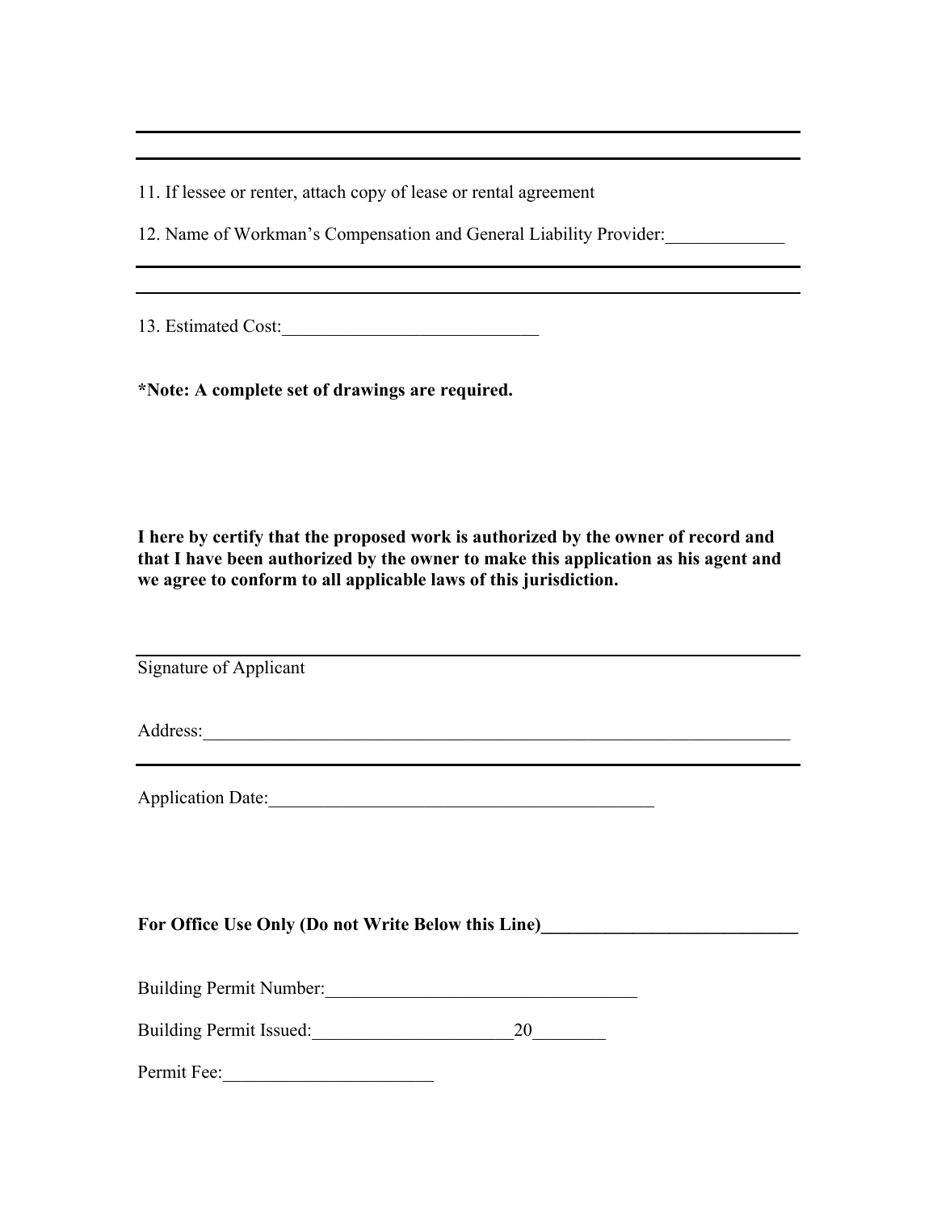11. If lessee or renter, attach copy of lease or rental agreement

12. Name of Workman's Compensation and General Liability Provider:_____________

13. Estimated Cost:____________________________

**\*Note: A complete set of drawings are required.**

**I here by certify that the proposed work is authorized by the owner of record and that I have been authorized by the owner to make this application as his agent and we agree to conform to all applicable laws of this jurisdiction.**

Signature of Applicant

Address:_________________________________________________________________

Application Date:__________________________________________

**For Office Use Only (Do not Write Below this Line)____________________________**

Building Permit Number:__________________________________

Building Permit Issued:______________________20________

Permit Fee:______________________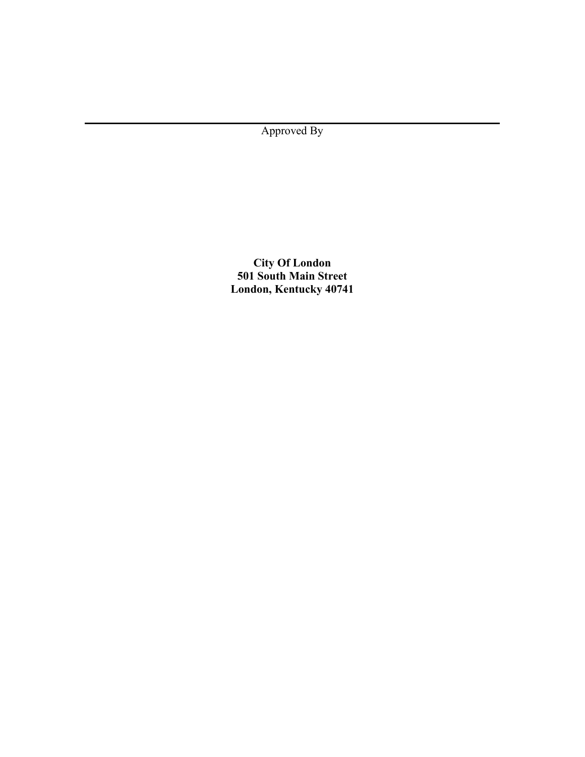---

Approved By

**City Of London**
**501 South Main Street**
**London, Kentucky 40741**